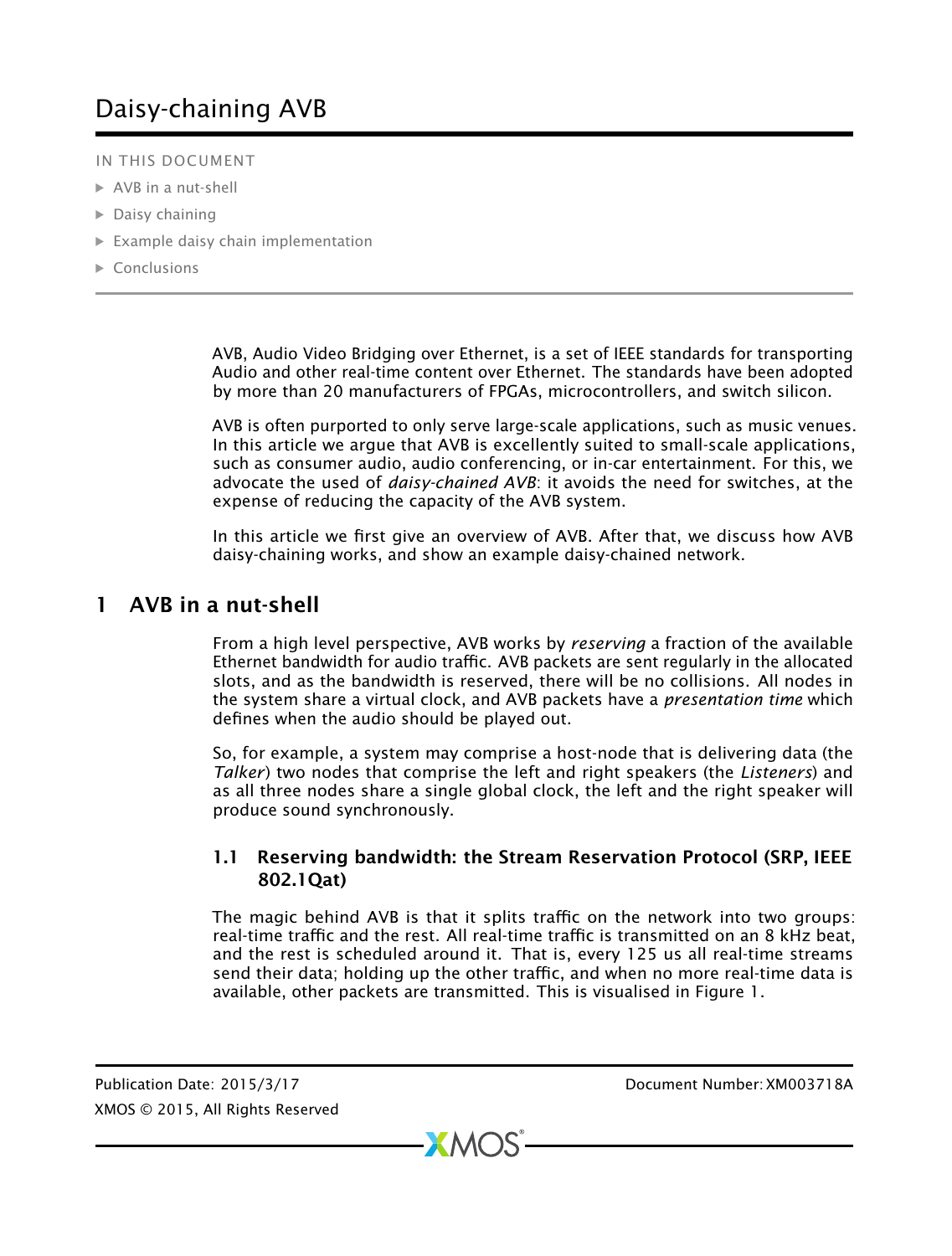# Daisy-chaining AVB

IN THIS DOCUMENT

- AVB in a nut-shell
- Daisy chaining
- Example daisy chain implementation
- Conclusions

AVB, Audio Video Bridging over Ethernet, is a set of IEEE standards for transporting Audio and other real-time content over Ethernet. The standards have been adopted by more than 20 manufacturers of FPGAs, microcontrollers, and switch silicon.

AVB is often purported to only serve large-scale applications, such as music venues. In this article we argue that AVB is excellently suited to small-scale applications, such as consumer audio, audio conferencing, or in-car entertainment. For this, we advocate the used of *daisy-chained AVB*: it avoids the need for switches, at the expense of reducing the capacity of the AVB system.

In this article we first give an overview of AVB. After that, we discuss how AVB daisy-chaining works, and show an example daisy-chained network.

## 1 AVB in a nut-shell

From a high level perspective, AVB works by *reserving* a fraction of the available Ethernet bandwidth for audio traffic. AVB packets are sent regularly in the allocated slots, and as the bandwidth is reserved, there will be no collisions. All nodes in the system share a virtual clock, and AVB packets have a *presentation time* which defines when the audio should be played out.

So, for example, a system may comprise a host-node that is delivering data (the *Talker*) two nodes that comprise the left and right speakers (the *Listeners*) and as all three nodes share a single global clock, the left and the right speaker will produce sound synchronously.

### 1.1 Reserving bandwidth: the Stream Reservation Protocol (SRP, IEEE 802.1Qat)

The magic behind AVB is that it splits traffic on the network into two groups: real-time traffic and the rest. All real-time traffic is transmitted on an 8 kHz beat, and the rest is scheduled around it. That is, every 125 us all real-time streams send their data; holding up the other traffic, and when no more real-time data is available, other packets are transmitted. This is visualised in Figure 1.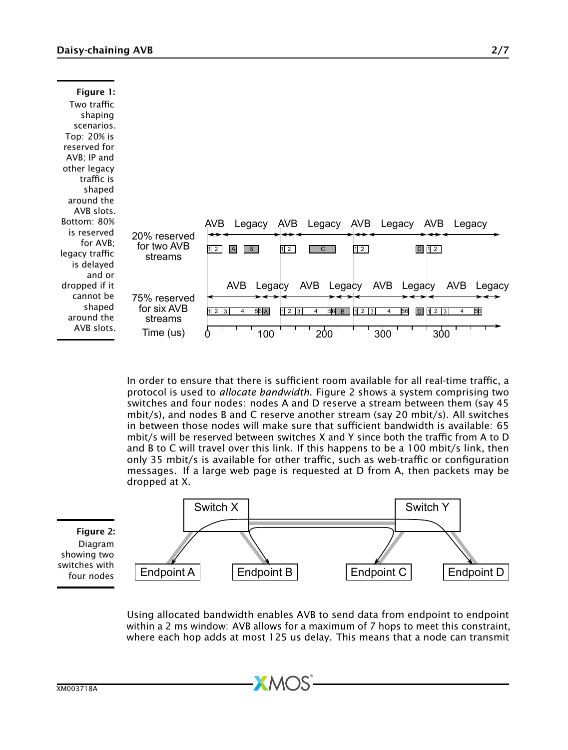**Figure 1:** Two traffic shaping scenarios. Top: 20% is reserved for AVB; IP and other legacy traffic is shaped around the AVB slots. Bottom: 80% is reserved for AVB; legacy traffic is delayed and or dropped if it cannot be shaped around the AVB slots.

In order to ensure that there is sufficient room available for all real-time traffic, a protocol is used to *allocate bandwidth*. Figure 2 shows a system comprising two switches and four nodes: nodes A and D reserve a stream between them (say 45 mbit/s), and nodes B and C reserve another stream (say 20 mbit/s). All switches in between those nodes will make sure that sufficient bandwidth is available: 65 mbit/s will be reserved between switches X and Y since both the traffic from A to D and B to C will travel over this link. If this happens to be a 100 mbit/s link, then only 35 mbit/s is available for other traffic, such as web-traffic or configuration messages. If a large web page is requested at D from A, then packets may be dropped at X.

**Figure 2:** Diagram showing two switches with four nodes

Using allocated bandwidth enables AVB to send data from endpoint to endpoint within a 2 ms window: AVB allows for a maximum of 7 hops to meet this constraint, where each hop adds at most 125 us delay. This means that a node can transmit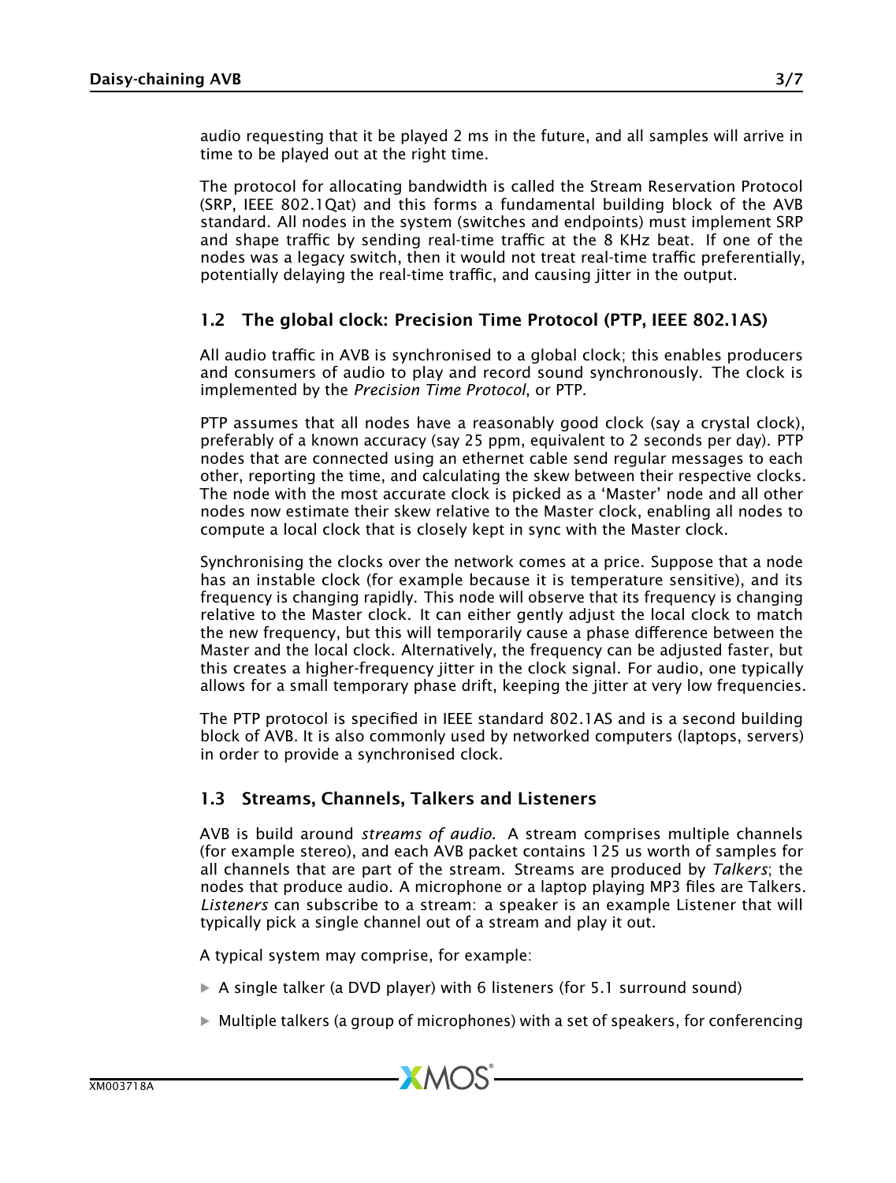audio requesting that it be played 2 ms in the future, and all samples will arrive in time to be played out at the right time.

The protocol for allocating bandwidth is called the Stream Reservation Protocol (SRP, IEEE 802.1Qat) and this forms a fundamental building block of the AVB standard. All nodes in the system (switches and endpoints) must implement SRP and shape traffic by sending real-time traffic at the 8 KHz beat. If one of the nodes was a legacy switch, then it would not treat real-time traffic preferentially, potentially delaying the real-time traffic, and causing jitter in the output.

### 1.2 The global clock: Precision Time Protocol (PTP, IEEE 802.1AS)

All audio traffic in AVB is synchronised to a global clock; this enables producers and consumers of audio to play and record sound synchronously. The clock is implemented by the *Precision Time Protocol*, or PTP.

PTP assumes that all nodes have a reasonably good clock (say a crystal clock), preferably of a known accuracy (say 25 ppm, equivalent to 2 seconds per day). PTP nodes that are connected using an ethernet cable send regular messages to each other, reporting the time, and calculating the skew between their respective clocks. The node with the most accurate clock is picked as a 'Master' node and all other nodes now estimate their skew relative to the Master clock, enabling all nodes to compute a local clock that is closely kept in sync with the Master clock.

Synchronising the clocks over the network comes at a price. Suppose that a node has an instable clock (for example because it is temperature sensitive), and its frequency is changing rapidly. This node will observe that its frequency is changing relative to the Master clock. It can either gently adjust the local clock to match the new frequency, but this will temporarily cause a phase difference between the Master and the local clock. Alternatively, the frequency can be adjusted faster, but this creates a higher-frequency jitter in the clock signal. For audio, one typically allows for a small temporary phase drift, keeping the jitter at very low frequencies.

The PTP protocol is specified in IEEE standard 802.1AS and is a second building block of AVB. It is also commonly used by networked computers (laptops, servers) in order to provide a synchronised clock.

### 1.3 Streams, Channels, Talkers and Listeners

AVB is build around *streams of audio*. A stream comprises multiple channels (for example stereo), and each AVB packet contains 125 us worth of samples for all channels that are part of the stream. Streams are produced by *Talkers*; the nodes that produce audio. A microphone or a laptop playing MP3 files are Talkers. *Listeners* can subscribe to a stream: a speaker is an example Listener that will typically pick a single channel out of a stream and play it out.

A typical system may comprise, for example:

- A single talker (a DVD player) with 6 listeners (for 5.1 surround sound)
- Multiple talkers (a group of microphones) with a set of speakers, for conferencing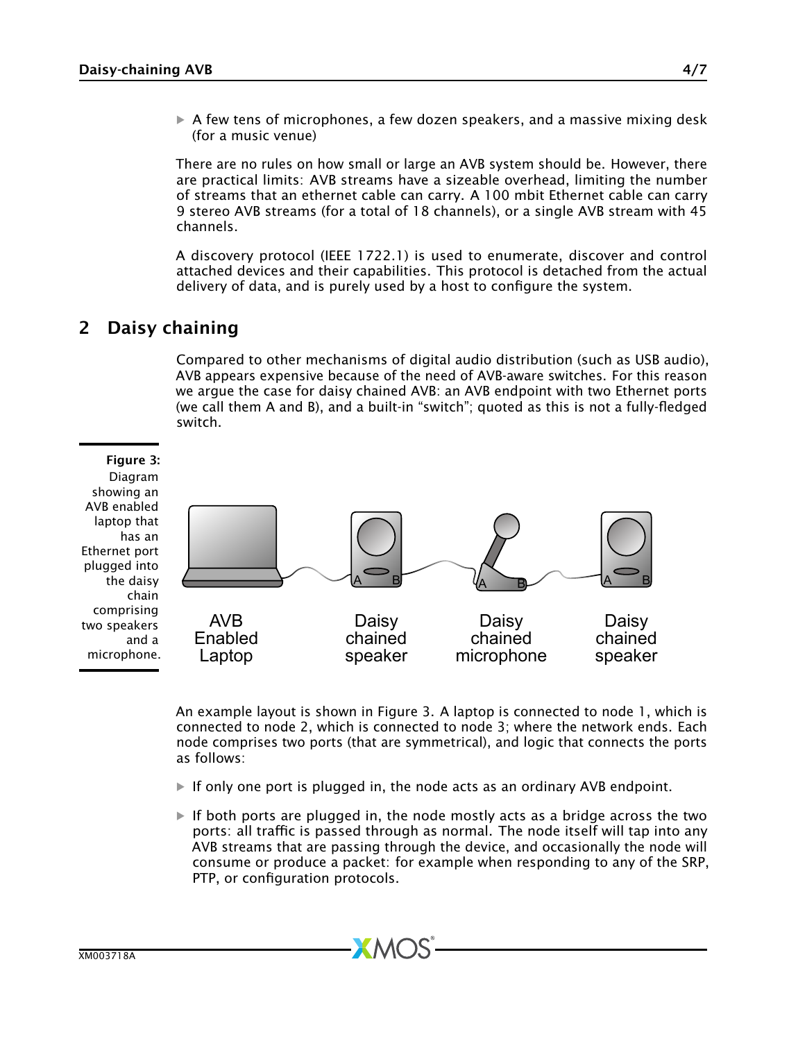- A few tens of microphones, a few dozen speakers, and a massive mixing desk (for a music venue)

There are no rules on how small or large an AVB system should be. However, there are practical limits: AVB streams have a sizeable overhead, limiting the number of streams that an ethernet cable can carry. A 100 mbit Ethernet cable can carry 9 stereo AVB streams (for a total of 18 channels), or a single AVB stream with 45 channels.

A discovery protocol (IEEE 1722.1) is used to enumerate, discover and control attached devices and their capabilities. This protocol is detached from the actual delivery of data, and is purely used by a host to configure the system.

## 2 Daisy chaining

Compared to other mechanisms of digital audio distribution (such as USB audio), AVB appears expensive because of the need of AVB-aware switches. For this reason we argue the case for daisy chained AVB: an AVB endpoint with two Ethernet ports (we call them A and B), and a built-in "switch"; quoted as this is not a fully-fledged switch.

**Figure 3:** Diagram showing an AVB enabled laptop that has an Ethernet port plugged into the daisy chain comprising two speakers and a microphone.

AVB Enabled Laptop — Daisy chained speaker (A, B) — Daisy chained microphone (A, B) — Daisy chained speaker (A, B)

An example layout is shown in Figure 3. A laptop is connected to node 1, which is connected to node 2, which is connected to node 3; where the network ends. Each node comprises two ports (that are symmetrical), and logic that connects the ports as follows:

- If only one port is plugged in, the node acts as an ordinary AVB endpoint.
- If both ports are plugged in, the node mostly acts as a bridge across the two ports: all traffic is passed through as normal. The node itself will tap into any AVB streams that are passing through the device, and occasionally the node will consume or produce a packet: for example when responding to any of the SRP, PTP, or configuration protocols.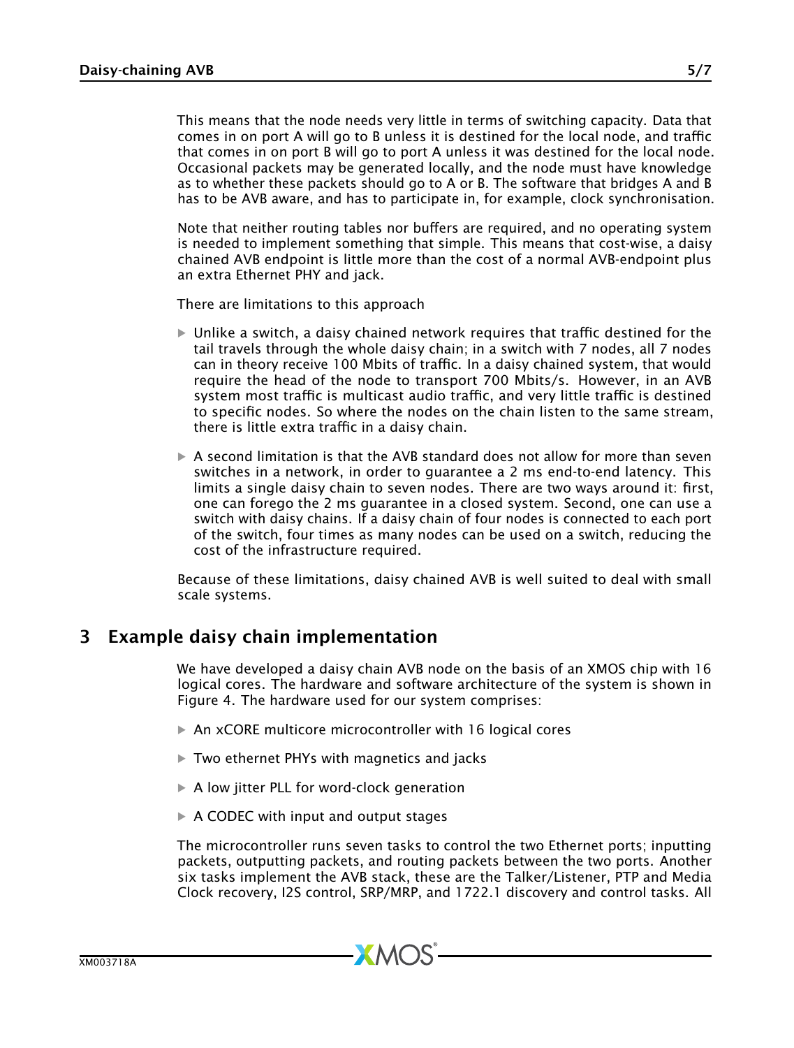This means that the node needs very little in terms of switching capacity. Data that comes in on port A will go to B unless it is destined for the local node, and traffic that comes in on port B will go to port A unless it was destined for the local node. Occasional packets may be generated locally, and the node must have knowledge as to whether these packets should go to A or B. The software that bridges A and B has to be AVB aware, and has to participate in, for example, clock synchronisation.

Note that neither routing tables nor buffers are required, and no operating system is needed to implement something that simple. This means that cost-wise, a daisy chained AVB endpoint is little more than the cost of a normal AVB-endpoint plus an extra Ethernet PHY and jack.

There are limitations to this approach

- Unlike a switch, a daisy chained network requires that traffic destined for the tail travels through the whole daisy chain; in a switch with 7 nodes, all 7 nodes can in theory receive 100 Mbits of traffic. In a daisy chained system, that would require the head of the node to transport 700 Mbits/s. However, in an AVB system most traffic is multicast audio traffic, and very little traffic is destined to specific nodes. So where the nodes on the chain listen to the same stream, there is little extra traffic in a daisy chain.
- A second limitation is that the AVB standard does not allow for more than seven switches in a network, in order to guarantee a 2 ms end-to-end latency. This limits a single daisy chain to seven nodes. There are two ways around it: first, one can forego the 2 ms guarantee in a closed system. Second, one can use a switch with daisy chains. If a daisy chain of four nodes is connected to each port of the switch, four times as many nodes can be used on a switch, reducing the cost of the infrastructure required.

Because of these limitations, daisy chained AVB is well suited to deal with small scale systems.

## 3 Example daisy chain implementation

We have developed a daisy chain AVB node on the basis of an XMOS chip with 16 logical cores. The hardware and software architecture of the system is shown in Figure 4. The hardware used for our system comprises:

- An xCORE multicore microcontroller with 16 logical cores
- Two ethernet PHYs with magnetics and jacks
- A low jitter PLL for word-clock generation
- A CODEC with input and output stages

The microcontroller runs seven tasks to control the two Ethernet ports; inputting packets, outputting packets, and routing packets between the two ports. Another six tasks implement the AVB stack, these are the Talker/Listener, PTP and Media Clock recovery, I2S control, SRP/MRP, and 1722.1 discovery and control tasks. All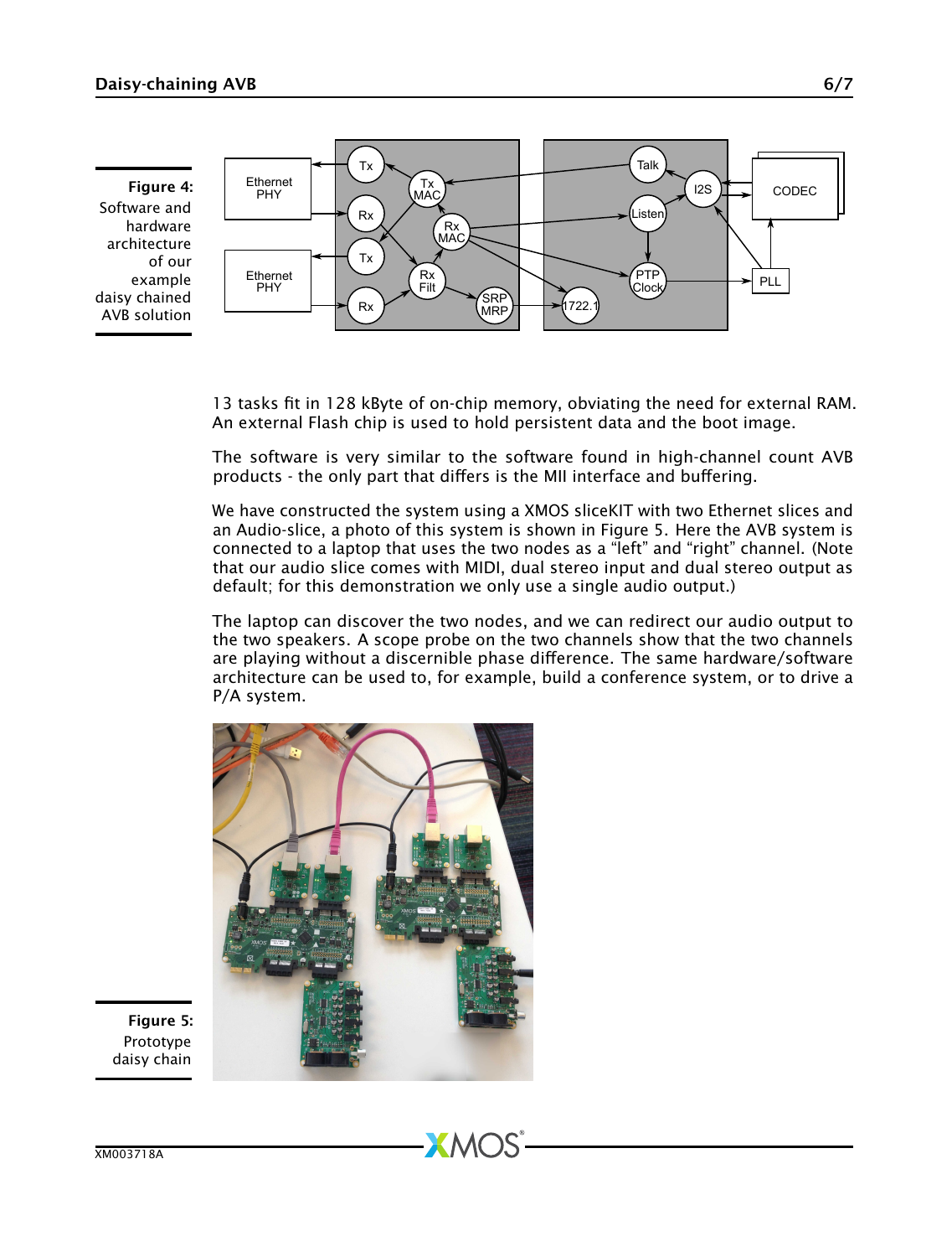**Figure 4:** Software and hardware architecture of our example daisy chained AVB solution

**Figure 5:** Prototype daisy chain

13 tasks fit in 128 kByte of on-chip memory, obviating the need for external RAM. An external Flash chip is used to hold persistent data and the boot image.

The software is very similar to the software found in high-channel count AVB products - the only part that differs is the MII interface and buffering.

We have constructed the system using a XMOS sliceKIT with two Ethernet slices and an Audio-slice, a photo of this system is shown in Figure 5. Here the AVB system is connected to a laptop that uses the two nodes as a “left” and “right” channel. (Note that our audio slice comes with MIDI, dual stereo input and dual stereo output as default; for this demonstration we only use a single audio output.)

The laptop can discover the two nodes, and we can redirect our audio output to the two speakers. A scope probe on the two channels show that the two channels are playing without a discernible phase difference. The same hardware/software architecture can be used to, for example, build a conference system, or to drive a P/A system.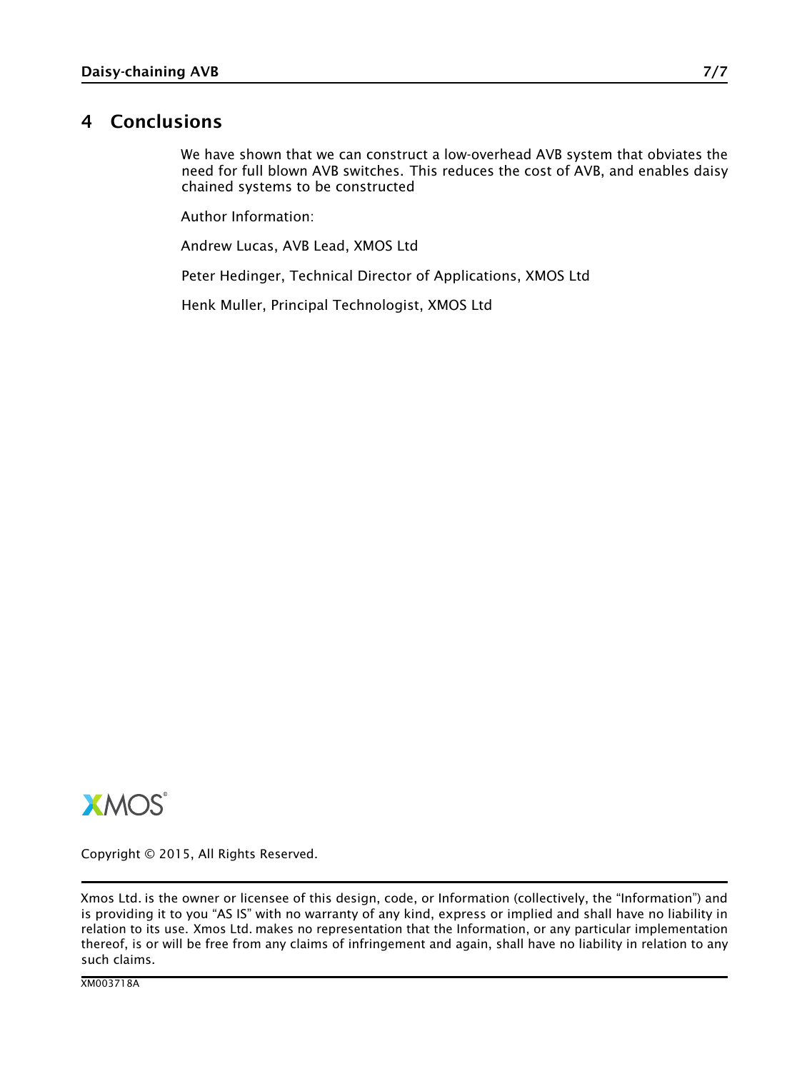## 4 Conclusions

We have shown that we can construct a low-overhead AVB system that obviates the need for full blown AVB switches. This reduces the cost of AVB, and enables daisy chained systems to be constructed

Author Information:

Andrew Lucas, AVB Lead, XMOS Ltd

Peter Hedinger, Technical Director of Applications, XMOS Ltd

Henk Muller, Principal Technologist, XMOS Ltd

XMOS®

Copyright © 2015, All Rights Reserved.

Xmos Ltd. is the owner or licensee of this design, code, or Information (collectively, the "Information") and is providing it to you "AS IS" with no warranty of any kind, express or implied and shall have no liability in relation to its use. Xmos Ltd. makes no representation that the Information, or any particular implementation thereof, is or will be free from any claims of infringement and again, shall have no liability in relation to any such claims.

XM003718A